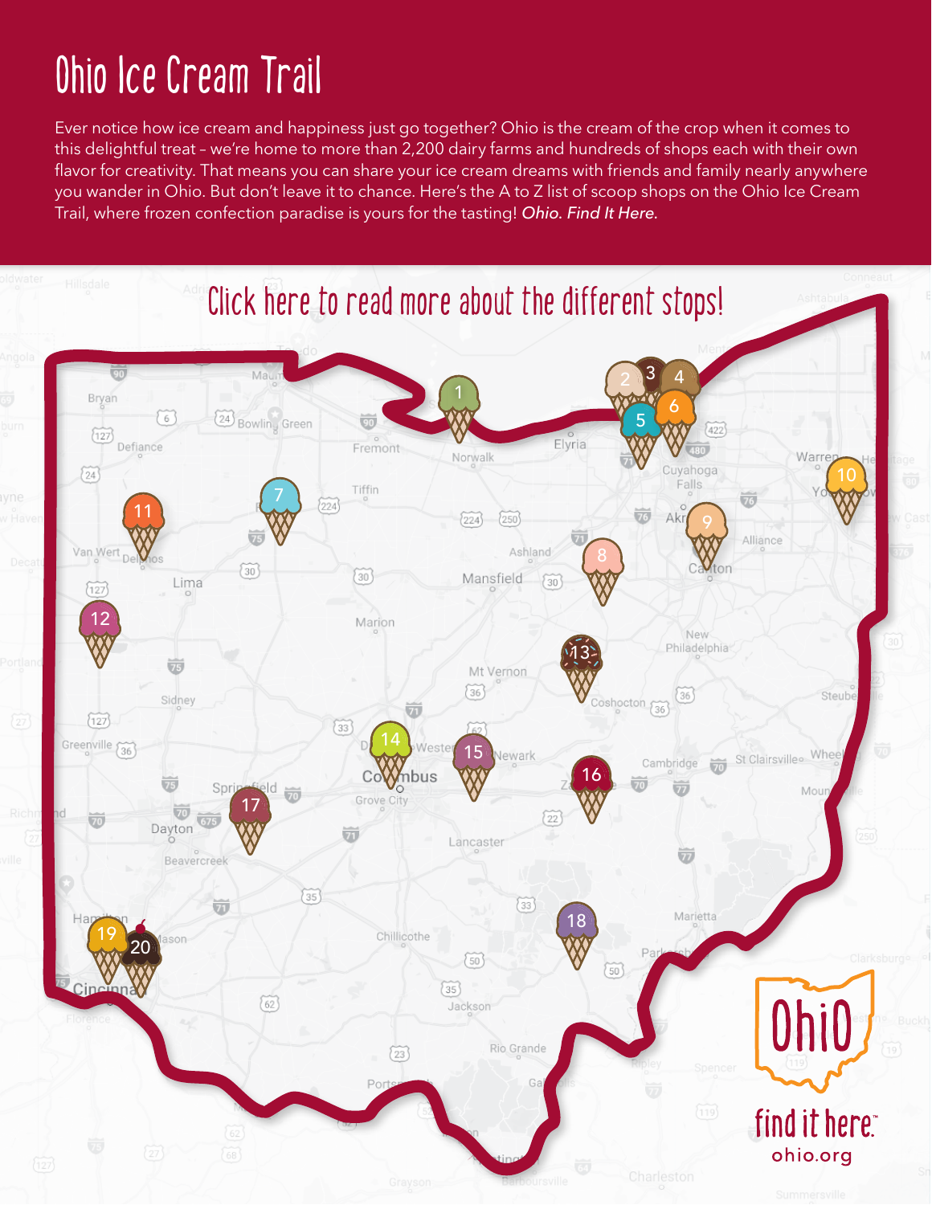# Ohio Ice Cream Trail

Ever notice how ice cream and happiness just go together? Ohio is the cream of the crop when it comes to this delightful treat – we're home to more than 2,200 dairy farms and hundreds of shops each with their own flavor for creativity. That means you can share your ice cream dreams with friends and family nearly anywhere you wander in Ohio. But don't leave it to chance. Here's the A to Z list of scoop shops on the Ohio Ice Cream Trail, where frozen confection paradise is yours for the tasting! *Ohio. Find It Here.*

Click here to read more about the different stops!

Ohio find it here™ ohio.org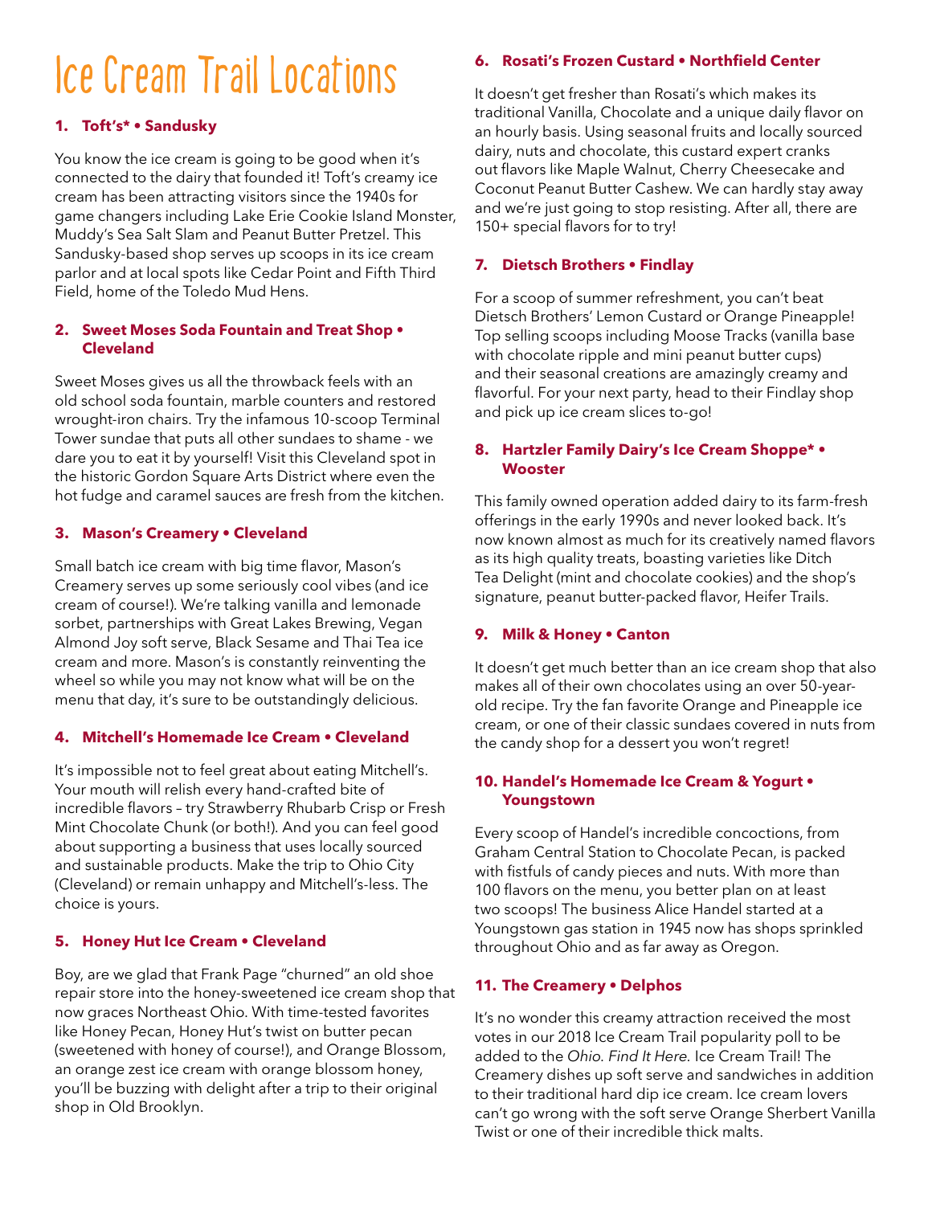# Ice Cream Trail Locations

### 1. Toft's* • Sandusky

You know the ice cream is going to be good when it's connected to the dairy that founded it! Toft's creamy ice cream has been attracting visitors since the 1940s for game changers including Lake Erie Cookie Island Monster, Muddy's Sea Salt Slam and Peanut Butter Pretzel. This Sandusky-based shop serves up scoops in its ice cream parlor and at local spots like Cedar Point and Fifth Third Field, home of the Toledo Mud Hens.

### 2. Sweet Moses Soda Fountain and Treat Shop • Cleveland

Sweet Moses gives us all the throwback feels with an old school soda fountain, marble counters and restored wrought-iron chairs. Try the infamous 10-scoop Terminal Tower sundae that puts all other sundaes to shame - we dare you to eat it by yourself! Visit this Cleveland spot in the historic Gordon Square Arts District where even the hot fudge and caramel sauces are fresh from the kitchen.

### 3. Mason's Creamery • Cleveland

Small batch ice cream with big time flavor, Mason's Creamery serves up some seriously cool vibes (and ice cream of course!). We're talking vanilla and lemonade sorbet, partnerships with Great Lakes Brewing, Vegan Almond Joy soft serve, Black Sesame and Thai Tea ice cream and more. Mason's is constantly reinventing the wheel so while you may not know what will be on the menu that day, it's sure to be outstandingly delicious.

### 4. Mitchell's Homemade Ice Cream • Cleveland

It's impossible not to feel great about eating Mitchell's. Your mouth will relish every hand-crafted bite of incredible flavors – try Strawberry Rhubarb Crisp or Fresh Mint Chocolate Chunk (or both!). And you can feel good about supporting a business that uses locally sourced and sustainable products. Make the trip to Ohio City (Cleveland) or remain unhappy and Mitchell's-less. The choice is yours.

### 5. Honey Hut Ice Cream • Cleveland

Boy, are we glad that Frank Page "churned" an old shoe repair store into the honey-sweetened ice cream shop that now graces Northeast Ohio. With time-tested favorites like Honey Pecan, Honey Hut's twist on butter pecan (sweetened with honey of course!), and Orange Blossom, an orange zest ice cream with orange blossom honey, you'll be buzzing with delight after a trip to their original shop in Old Brooklyn.

### 6. Rosati's Frozen Custard • Northfield Center

It doesn't get fresher than Rosati's which makes its traditional Vanilla, Chocolate and a unique daily flavor on an hourly basis. Using seasonal fruits and locally sourced dairy, nuts and chocolate, this custard expert cranks out flavors like Maple Walnut, Cherry Cheesecake and Coconut Peanut Butter Cashew. We can hardly stay away and we're just going to stop resisting. After all, there are 150+ special flavors for to try!

### 7. Dietsch Brothers • Findlay

For a scoop of summer refreshment, you can't beat Dietsch Brothers' Lemon Custard or Orange Pineapple! Top selling scoops including Moose Tracks (vanilla base with chocolate ripple and mini peanut butter cups) and their seasonal creations are amazingly creamy and flavorful. For your next party, head to their Findlay shop and pick up ice cream slices to-go!

### 8. Hartzler Family Dairy's Ice Cream Shoppe* • Wooster

This family owned operation added dairy to its farm-fresh offerings in the early 1990s and never looked back. It's now known almost as much for its creatively named flavors as its high quality treats, boasting varieties like Ditch Tea Delight (mint and chocolate cookies) and the shop's signature, peanut butter-packed flavor, Heifer Trails.

### 9. Milk & Honey • Canton

It doesn't get much better than an ice cream shop that also makes all of their own chocolates using an over 50-year-old recipe. Try the fan favorite Orange and Pineapple ice cream, or one of their classic sundaes covered in nuts from the candy shop for a dessert you won't regret!

### 10. Handel's Homemade Ice Cream & Yogurt • Youngstown

Every scoop of Handel's incredible concoctions, from Graham Central Station to Chocolate Pecan, is packed with fistfuls of candy pieces and nuts. With more than 100 flavors on the menu, you better plan on at least two scoops! The business Alice Handel started at a Youngstown gas station in 1945 now has shops sprinkled throughout Ohio and as far away as Oregon.

### 11. The Creamery • Delphos

It's no wonder this creamy attraction received the most votes in our 2018 Ice Cream Trail popularity poll to be added to the *Ohio. Find It Here.* Ice Cream Trail! The Creamery dishes up soft serve and sandwiches in addition to their traditional hard dip ice cream. Ice cream lovers can't go wrong with the soft serve Orange Sherbert Vanilla Twist or one of their incredible thick malts.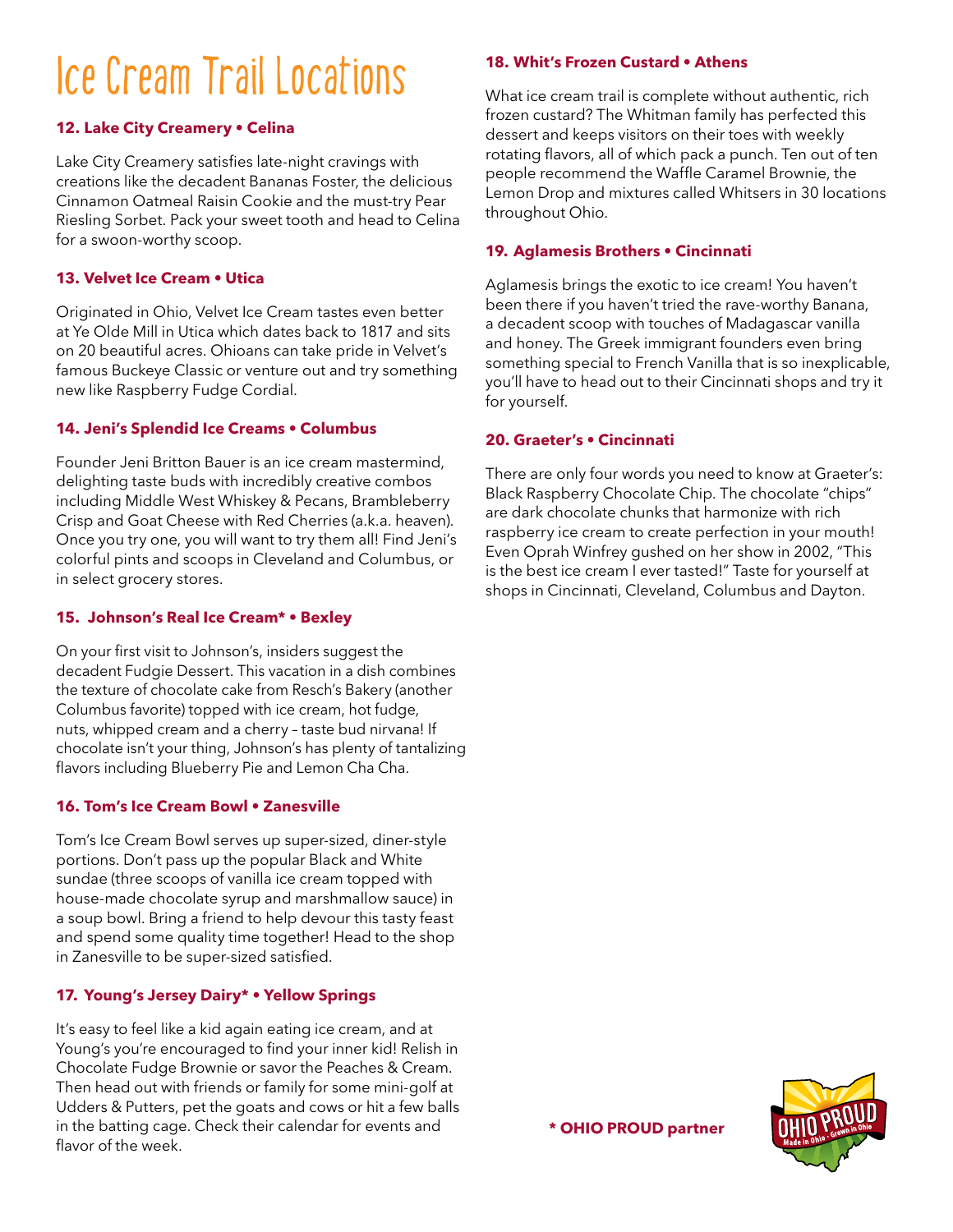# Ice Cream Trail Locations

### 12. Lake City Creamery • Celina

Lake City Creamery satisfies late-night cravings with creations like the decadent Bananas Foster, the delicious Cinnamon Oatmeal Raisin Cookie and the must-try Pear Riesling Sorbet. Pack your sweet tooth and head to Celina for a swoon-worthy scoop.

### 13. Velvet Ice Cream • Utica

Originated in Ohio, Velvet Ice Cream tastes even better at Ye Olde Mill in Utica which dates back to 1817 and sits on 20 beautiful acres. Ohioans can take pride in Velvet's famous Buckeye Classic or venture out and try something new like Raspberry Fudge Cordial.

### 14. Jeni's Splendid Ice Creams • Columbus

Founder Jeni Britton Bauer is an ice cream mastermind, delighting taste buds with incredibly creative combos including Middle West Whiskey & Pecans, Brambleberry Crisp and Goat Cheese with Red Cherries (a.k.a. heaven). Once you try one, you will want to try them all! Find Jeni's colorful pints and scoops in Cleveland and Columbus, or in select grocery stores.

### 15. Johnson's Real Ice Cream* • Bexley

On your first visit to Johnson's, insiders suggest the decadent Fudgie Dessert. This vacation in a dish combines the texture of chocolate cake from Resch's Bakery (another Columbus favorite) topped with ice cream, hot fudge, nuts, whipped cream and a cherry – taste bud nirvana! If chocolate isn't your thing, Johnson's has plenty of tantalizing flavors including Blueberry Pie and Lemon Cha Cha.

### 16. Tom's Ice Cream Bowl • Zanesville

Tom's Ice Cream Bowl serves up super-sized, diner-style portions. Don't pass up the popular Black and White sundae (three scoops of vanilla ice cream topped with house-made chocolate syrup and marshmallow sauce) in a soup bowl. Bring a friend to help devour this tasty feast and spend some quality time together! Head to the shop in Zanesville to be super-sized satisfied.

### 17. Young's Jersey Dairy* • Yellow Springs

It's easy to feel like a kid again eating ice cream, and at Young's you're encouraged to find your inner kid! Relish in Chocolate Fudge Brownie or savor the Peaches & Cream. Then head out with friends or family for some mini-golf at Udders & Putters, pet the goats and cows or hit a few balls in the batting cage. Check their calendar for events and flavor of the week.

### 18. Whit's Frozen Custard • Athens

What ice cream trail is complete without authentic, rich frozen custard? The Whitman family has perfected this dessert and keeps visitors on their toes with weekly rotating flavors, all of which pack a punch. Ten out of ten people recommend the Waffle Caramel Brownie, the Lemon Drop and mixtures called Whitsers in 30 locations throughout Ohio.

### 19. Aglamesis Brothers • Cincinnati

Aglamesis brings the exotic to ice cream! You haven't been there if you haven't tried the rave-worthy Banana, a decadent scoop with touches of Madagascar vanilla and honey. The Greek immigrant founders even bring something special to French Vanilla that is so inexplicable, you'll have to head out to their Cincinnati shops and try it for yourself.

### 20. Graeter's • Cincinnati

There are only four words you need to know at Graeter's: Black Raspberry Chocolate Chip. The chocolate "chips" are dark chocolate chunks that harmonize with rich raspberry ice cream to create perfection in your mouth! Even Oprah Winfrey gushed on her show in 2002, "This is the best ice cream I ever tasted!" Taste for yourself at shops in Cincinnati, Cleveland, Columbus and Dayton.

**\* OHIO PROUD partner**

OHIO PROUD
Made in Ohio · Grown in Ohio